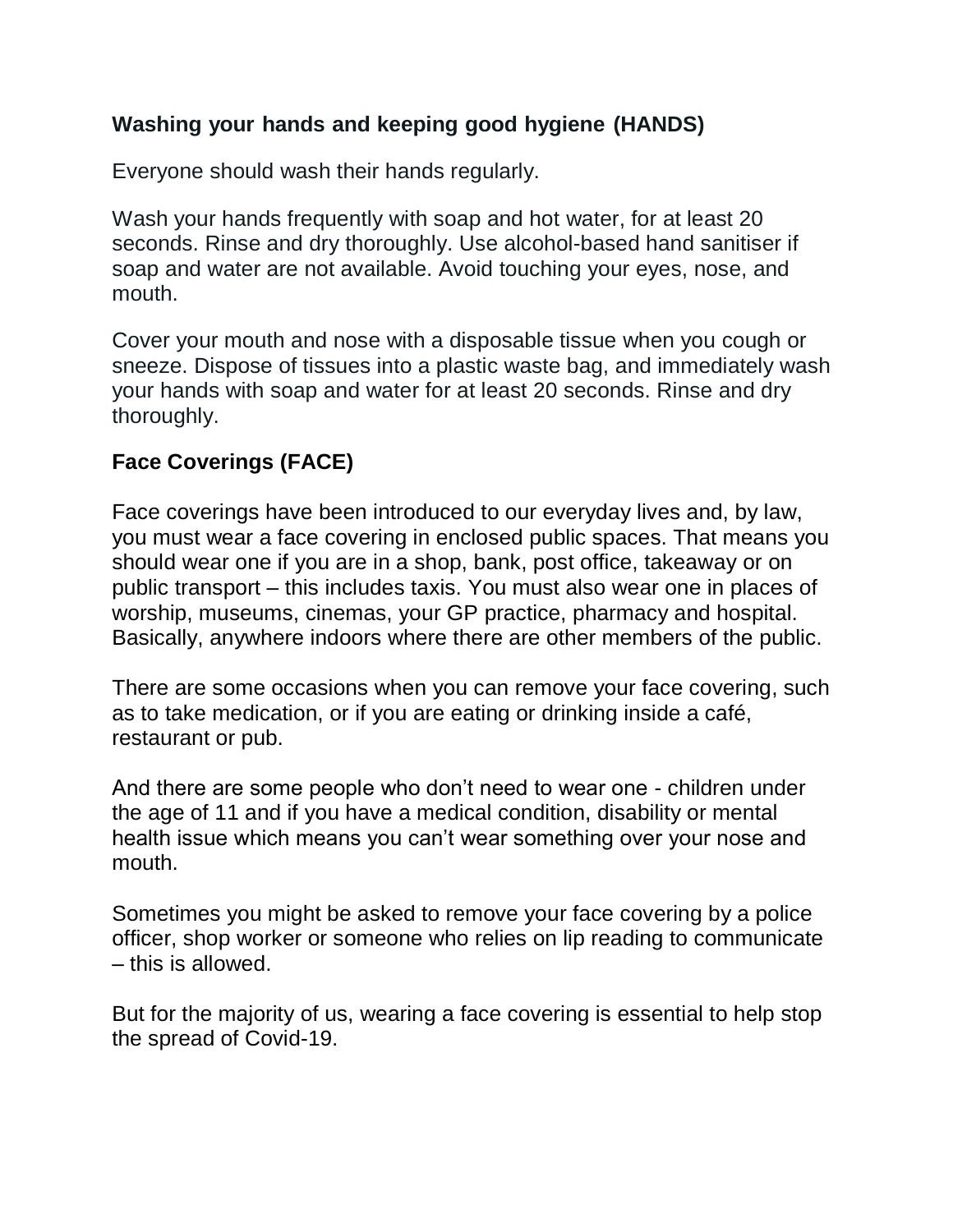## Washing your hands and keeping good hygiene (HANDS)

Everyone should wash their hands regularly.

Wash your hands frequently with soap and hot water, for at least 20 seconds. Rinse and dry thoroughly. Use alcohol-based hand sanitiser if soap and water are not available. Avoid touching your eyes, nose, and mouth.

Cover your mouth and nose with a disposable tissue when you cough or sneeze. Dispose of tissues into a plastic waste bag, and immediately wash your hands with soap and water for at least 20 seconds. Rinse and dry thoroughly.

## Face Coverings (FACE)

Face coverings have been introduced to our everyday lives and, by law, you must wear a face covering in enclosed public spaces. That means you should wear one if you are in a shop, bank, post office, takeaway or on public transport – this includes taxis. You must also wear one in places of worship, museums, cinemas, your GP practice, pharmacy and hospital. Basically, anywhere indoors where there are other members of the public.

There are some occasions when you can remove your face covering, such as to take medication, or if you are eating or drinking inside a café, restaurant or pub.

And there are some people who don't need to wear one - children under the age of 11 and if you have a medical condition, disability or mental health issue which means you can't wear something over your nose and mouth.

Sometimes you might be asked to remove your face covering by a police officer, shop worker or someone who relies on lip reading to communicate – this is allowed.

But for the majority of us, wearing a face covering is essential to help stop the spread of Covid-19.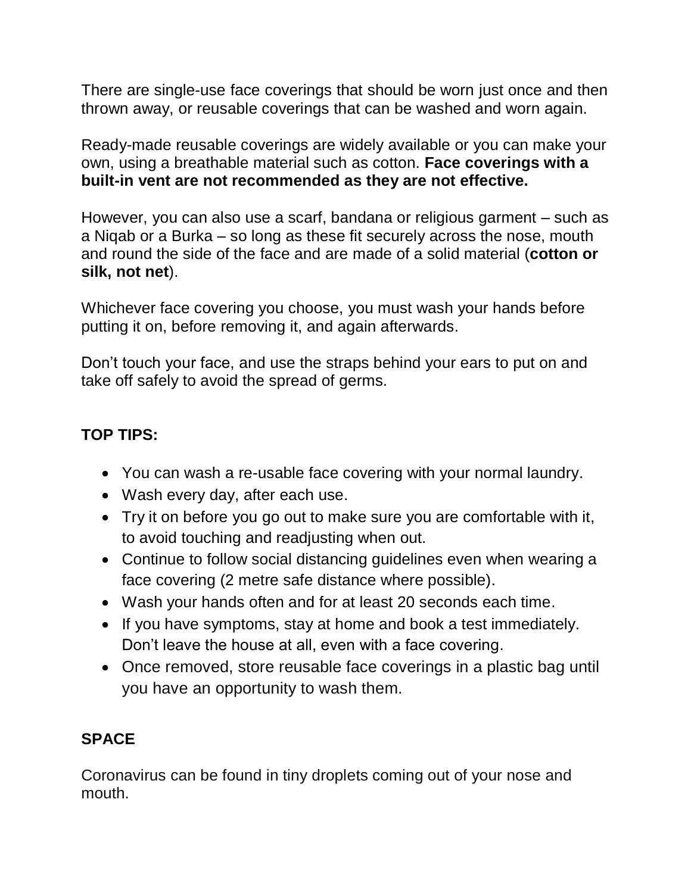There are single-use face coverings that should be worn just once and then thrown away, or reusable coverings that can be washed and worn again.

Ready-made reusable coverings are widely available or you can make your own, using a breathable material such as cotton. **Face coverings with a built-in vent are not recommended as they are not effective.**

However, you can also use a scarf, bandana or religious garment – such as a Niqab or a Burka – so long as these fit securely across the nose, mouth and round the side of the face and are made of a solid material (**cotton or silk, not net**).

Whichever face covering you choose, you must wash your hands before putting it on, before removing it, and again afterwards.

Don't touch your face, and use the straps behind your ears to put on and take off safely to avoid the spread of germs.

**TOP TIPS:**

- You can wash a re-usable face covering with your normal laundry.
- Wash every day, after each use.
- Try it on before you go out to make sure you are comfortable with it, to avoid touching and readjusting when out.
- Continue to follow social distancing guidelines even when wearing a face covering (2 metre safe distance where possible).
- Wash your hands often and for at least 20 seconds each time.
- If you have symptoms, stay at home and book a test immediately. Don't leave the house at all, even with a face covering.
- Once removed, store reusable face coverings in a plastic bag until you have an opportunity to wash them.

**SPACE**

Coronavirus can be found in tiny droplets coming out of your nose and mouth.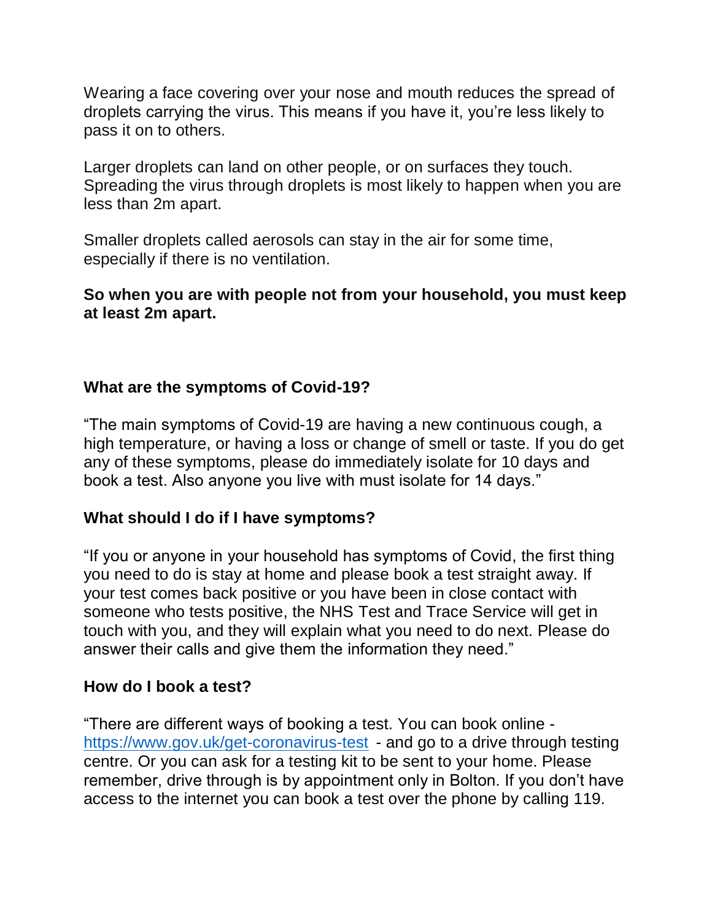Wearing a face covering over your nose and mouth reduces the spread of droplets carrying the virus. This means if you have it, you're less likely to pass it on to others.

Larger droplets can land on other people, or on surfaces they touch. Spreading the virus through droplets is most likely to happen when you are less than 2m apart.

Smaller droplets called aerosols can stay in the air for some time, especially if there is no ventilation.

**So when you are with people not from your household, you must keep at least 2m apart.**

**What are the symptoms of Covid-19?**

"The main symptoms of Covid-19 are having a new continuous cough, a high temperature, or having a loss or change of smell or taste. If you do get any of these symptoms, please do immediately isolate for 10 days and book a test. Also anyone you live with must isolate for 14 days."

**What should I do if I have symptoms?**

"If you or anyone in your household has symptoms of Covid, the first thing you need to do is stay at home and please book a test straight away. If your test comes back positive or you have been in close contact with someone who tests positive, the NHS Test and Trace Service will get in touch with you, and they will explain what you need to do next. Please do answer their calls and give them the information they need."

**How do I book a test?**

"There are different ways of booking a test. You can book online - [https://www.gov.uk/get-coronavirus-test](https://www.gov.uk/get-coronavirus-test) - and go to a drive through testing centre. Or you can ask for a testing kit to be sent to your home. Please remember, drive through is by appointment only in Bolton. If you don't have access to the internet you can book a test over the phone by calling 119.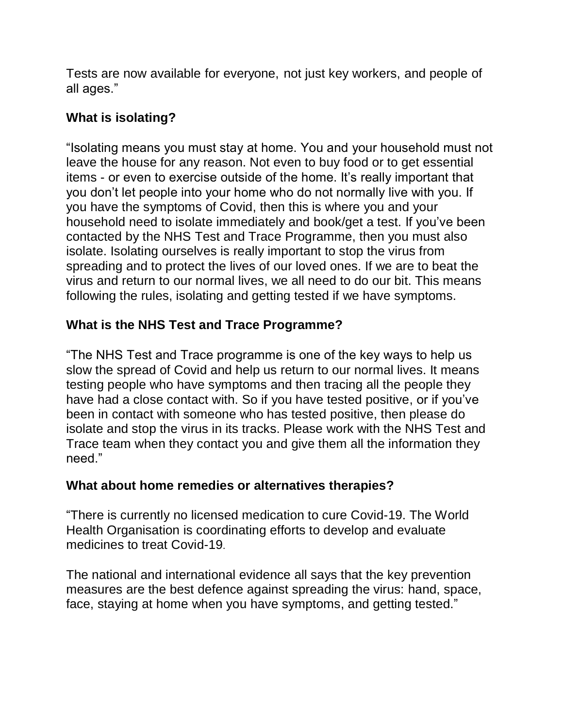Tests are now available for everyone, not just key workers, and people of all ages."

**What is isolating?**

"Isolating means you must stay at home. You and your household must not leave the house for any reason. Not even to buy food or to get essential items - or even to exercise outside of the home. It's really important that you don't let people into your home who do not normally live with you. If you have the symptoms of Covid, then this is where you and your household need to isolate immediately and book/get a test. If you've been contacted by the NHS Test and Trace Programme, then you must also isolate. Isolating ourselves is really important to stop the virus from spreading and to protect the lives of our loved ones. If we are to beat the virus and return to our normal lives, we all need to do our bit. This means following the rules, isolating and getting tested if we have symptoms.

**What is the NHS Test and Trace Programme?**

"The NHS Test and Trace programme is one of the key ways to help us slow the spread of Covid and help us return to our normal lives. It means testing people who have symptoms and then tracing all the people they have had a close contact with. So if you have tested positive, or if you've been in contact with someone who has tested positive, then please do isolate and stop the virus in its tracks. Please work with the NHS Test and Trace team when they contact you and give them all the information they need."

**What about home remedies or alternatives therapies?**

"There is currently no licensed medication to cure Covid-19. The World Health Organisation is coordinating efforts to develop and evaluate medicines to treat Covid-19.

The national and international evidence all says that the key prevention measures are the best defence against spreading the virus: hand, space, face, staying at home when you have symptoms, and getting tested."